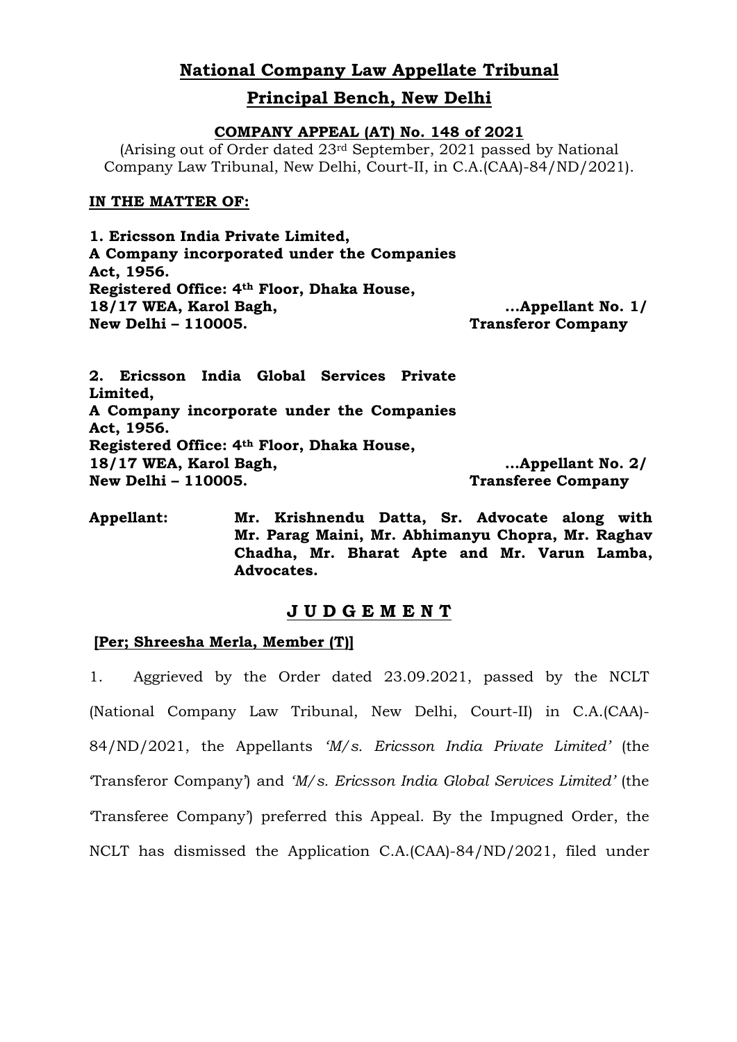# National Company Law Appellate Tribunal

## Principal Bench, New Delhi

### COMPANY APPEAL (AT) No. 148 of 2021

(Arising out of Order dated 23rd September, 2021 passed by National Company Law Tribunal, New Delhi, Court-II, in C.A.(CAA)-84/ND/2021).

**IN THE MATTER OF:**

**1. Ericsson India Private Limited,**
**A Company incorporated under the Companies Act, 1956.**
**Registered Office: 4th Floor, Dhaka House, 18/17 WEA, Karol Bagh, New Delhi – 110005.** **...Appellant No. 1/ Transferor Company**

**2. Ericsson India Global Services Private Limited,**
**A Company incorporate under the Companies Act, 1956.**
**Registered Office: 4th Floor, Dhaka House, 18/17 WEA, Karol Bagh, New Delhi – 110005.** **...Appellant No. 2/ Transferee Company**

**Appellant:** **Mr. Krishnendu Datta, Sr. Advocate along with Mr. Parag Maini, Mr. Abhimanyu Chopra, Mr. Raghav Chadha, Mr. Bharat Apte and Mr. Varun Lamba, Advocates.**

## J U D G E M E N T

**[Per; Shreesha Merla, Member (T)]**

1. Aggrieved by the Order dated 23.09.2021, passed by the NCLT (National Company Law Tribunal, New Delhi, Court-II) in C.A.(CAA)-84/ND/2021, the Appellants *'M/s. Ericsson India Private Limited'* (the 'Transferor Company') and *'M/s. Ericsson India Global Services Limited'* (the 'Transferee Company') preferred this Appeal. By the Impugned Order, the NCLT has dismissed the Application C.A.(CAA)-84/ND/2021, filed under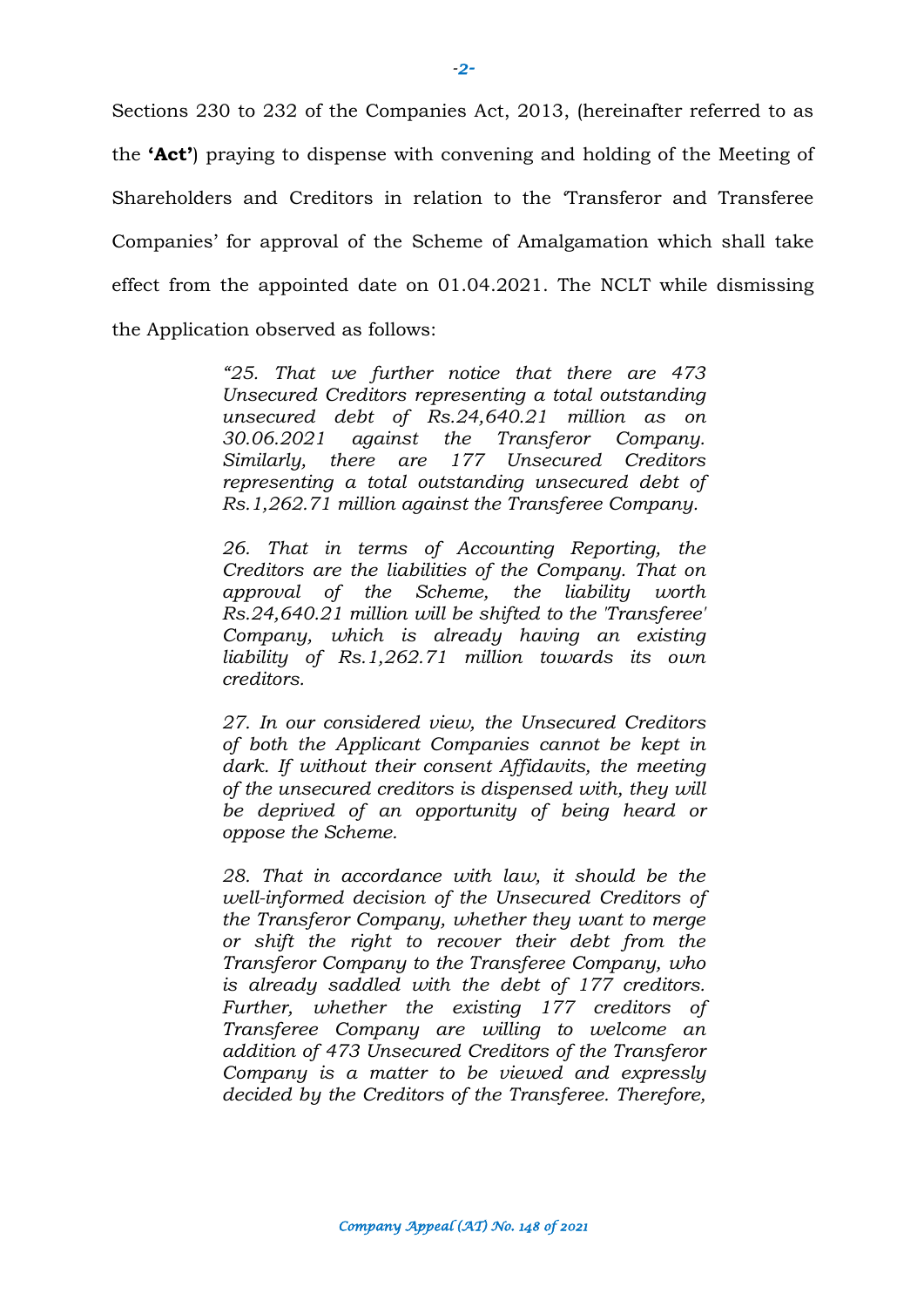Sections 230 to 232 of the Companies Act, 2013, (hereinafter referred to as the **'Act'**) praying to dispense with convening and holding of the Meeting of Shareholders and Creditors in relation to the 'Transferor and Transferee Companies' for approval of the Scheme of Amalgamation which shall take effect from the appointed date on 01.04.2021. The NCLT while dismissing the Application observed as follows:

> *"25. That we further notice that there are 473 Unsecured Creditors representing a total outstanding unsecured debt of Rs.24,640.21 million as on 30.06.2021 against the Transferor Company. Similarly, there are 177 Unsecured Creditors representing a total outstanding unsecured debt of Rs.1,262.71 million against the Transferee Company.*
>
> *26. That in terms of Accounting Reporting, the Creditors are the liabilities of the Company. That on approval of the Scheme, the liability worth Rs.24,640.21 million will be shifted to the 'Transferee' Company, which is already having an existing liability of Rs.1,262.71 million towards its own creditors.*
>
> *27. In our considered view, the Unsecured Creditors of both the Applicant Companies cannot be kept in dark. If without their consent Affidavits, the meeting of the unsecured creditors is dispensed with, they will be deprived of an opportunity of being heard or oppose the Scheme.*
>
> *28. That in accordance with law, it should be the well-informed decision of the Unsecured Creditors of the Transferor Company, whether they want to merge or shift the right to recover their debt from the Transferor Company to the Transferee Company, who is already saddled with the debt of 177 creditors. Further, whether the existing 177 creditors of Transferee Company are willing to welcome an addition of 473 Unsecured Creditors of the Transferor Company is a matter to be viewed and expressly decided by the Creditors of the Transferee. Therefore,*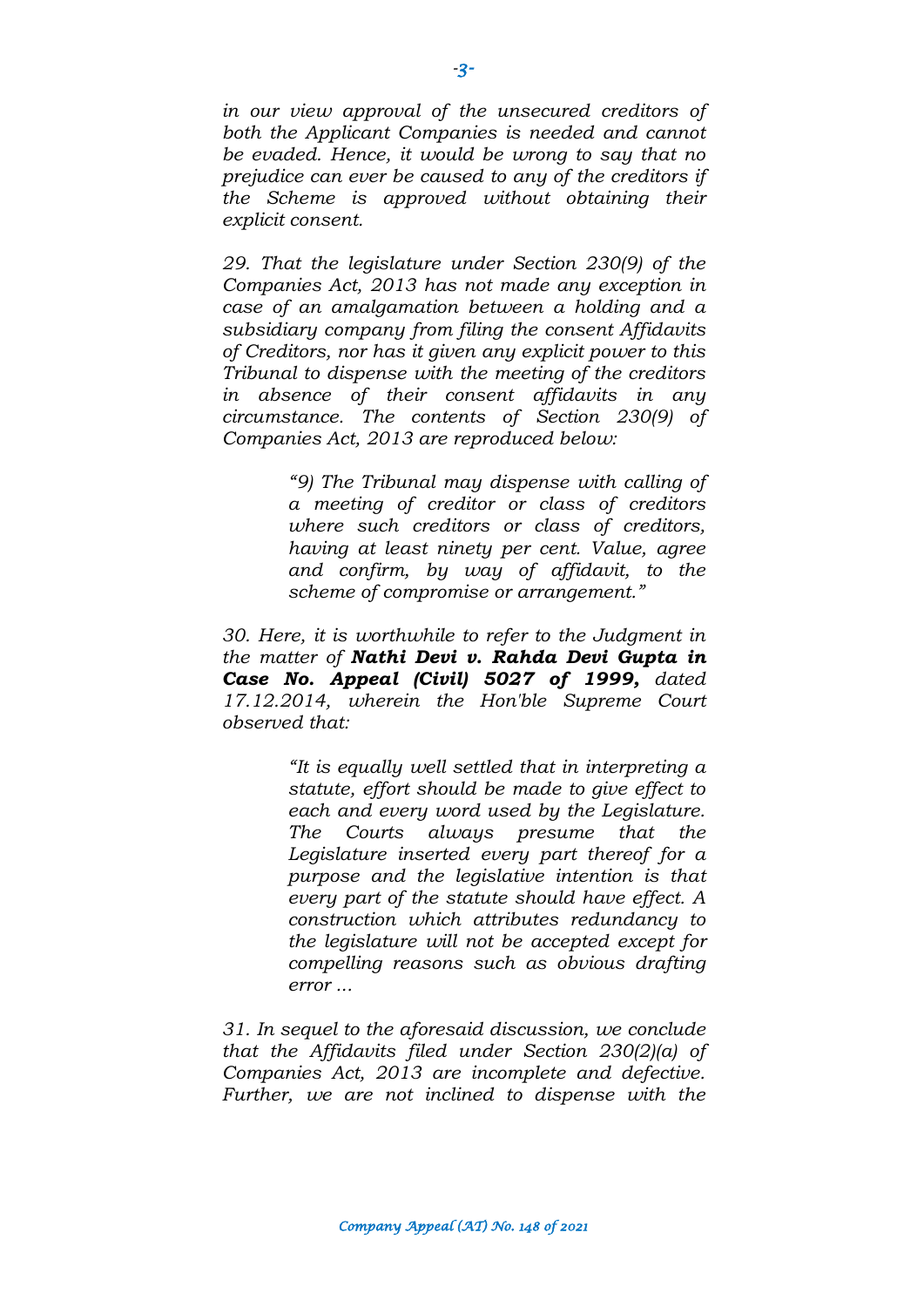*in our view approval of the unsecured creditors of both the Applicant Companies is needed and cannot be evaded. Hence, it would be wrong to say that no prejudice can ever be caused to any of the creditors if the Scheme is approved without obtaining their explicit consent.*

*29. That the legislature under Section 230(9) of the Companies Act, 2013 has not made any exception in case of an amalgamation between a holding and a subsidiary company from filing the consent Affidavits of Creditors, nor has it given any explicit power to this Tribunal to dispense with the meeting of the creditors in absence of their consent affidavits in any circumstance. The contents of Section 230(9) of Companies Act, 2013 are reproduced below:*

> *"9) The Tribunal may dispense with calling of a meeting of creditor or class of creditors where such creditors or class of creditors, having at least ninety per cent. Value, agree and confirm, by way of affidavit, to the scheme of compromise or arrangement."*

*30. Here, it is worthwhile to refer to the Judgment in the matter of* ***Nathi Devi v. Rahda Devi Gupta in Case No. Appeal (Civil) 5027 of 1999,*** *dated 17.12.2014, wherein the Hon'ble Supreme Court observed that:*

> *"It is equally well settled that in interpreting a statute, effort should be made to give effect to each and every word used by the Legislature. The Courts always presume that the Legislature inserted every part thereof for a purpose and the legislative intention is that every part of the statute should have effect. A construction which attributes redundancy to the legislature will not be accepted except for compelling reasons such as obvious drafting error ...*

*31. In sequel to the aforesaid discussion, we conclude that the Affidavits filed under Section 230(2)(a) of Companies Act, 2013 are incomplete and defective. Further, we are not inclined to dispense with the*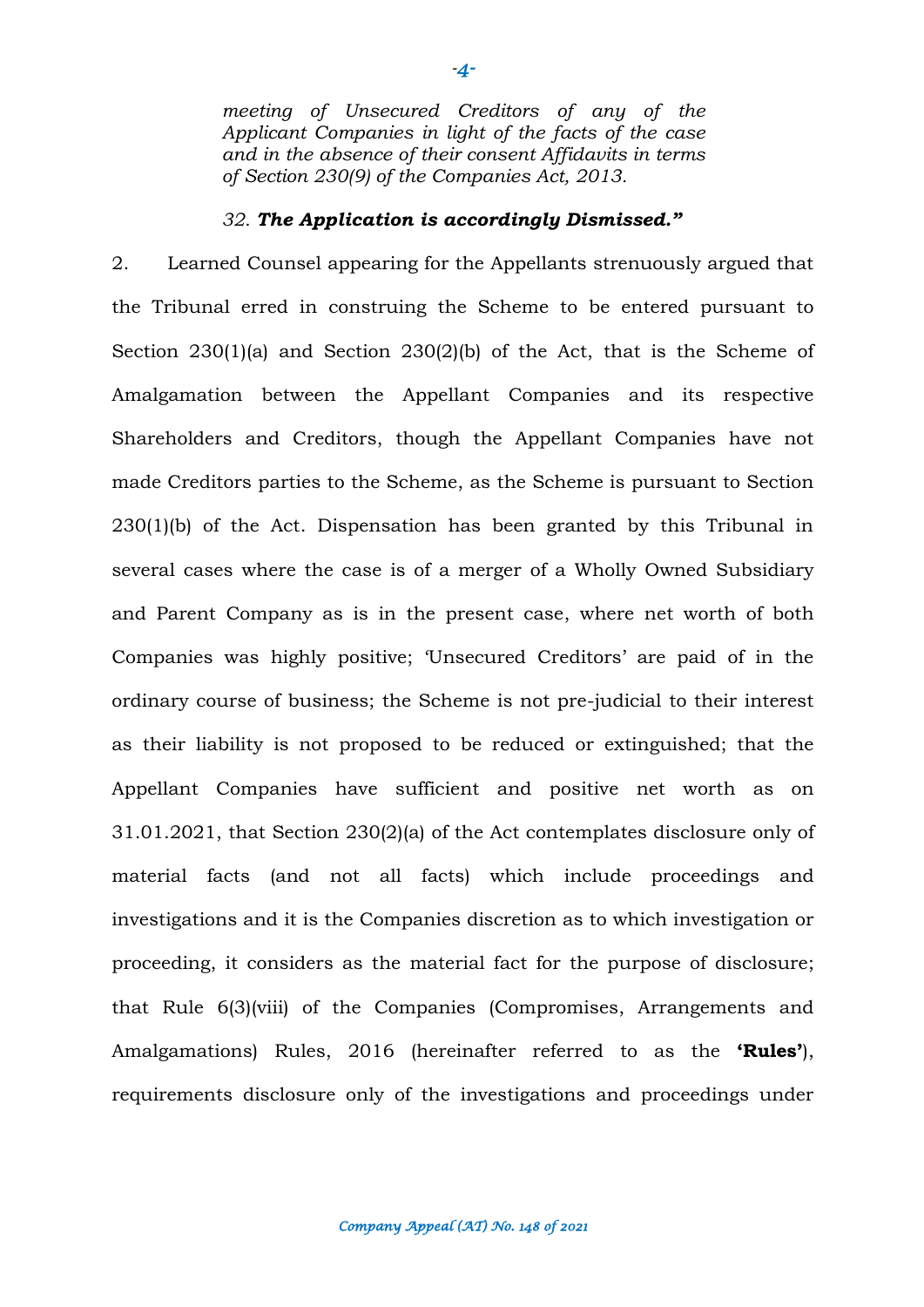*meeting of Unsecured Creditors of any of the Applicant Companies in light of the facts of the case and in the absence of their consent Affidavits in terms of Section 230(9) of the Companies Act, 2013.*

*32. **The Application is accordingly Dismissed.”***

2. Learned Counsel appearing for the Appellants strenuously argued that the Tribunal erred in construing the Scheme to be entered pursuant to Section 230(1)(a) and Section 230(2)(b) of the Act, that is the Scheme of Amalgamation between the Appellant Companies and its respective Shareholders and Creditors, though the Appellant Companies have not made Creditors parties to the Scheme, as the Scheme is pursuant to Section 230(1)(b) of the Act. Dispensation has been granted by this Tribunal in several cases where the case is of a merger of a Wholly Owned Subsidiary and Parent Company as is in the present case, where net worth of both Companies was highly positive; 'Unsecured Creditors' are paid of in the ordinary course of business; the Scheme is not pre-judicial to their interest as their liability is not proposed to be reduced or extinguished; that the Appellant Companies have sufficient and positive net worth as on 31.01.2021, that Section 230(2)(a) of the Act contemplates disclosure only of material facts (and not all facts) which include proceedings and investigations and it is the Companies discretion as to which investigation or proceeding, it considers as the material fact for the purpose of disclosure; that Rule 6(3)(viii) of the Companies (Compromises, Arrangements and Amalgamations) Rules, 2016 (hereinafter referred to as the **'Rules'**), requirements disclosure only of the investigations and proceedings under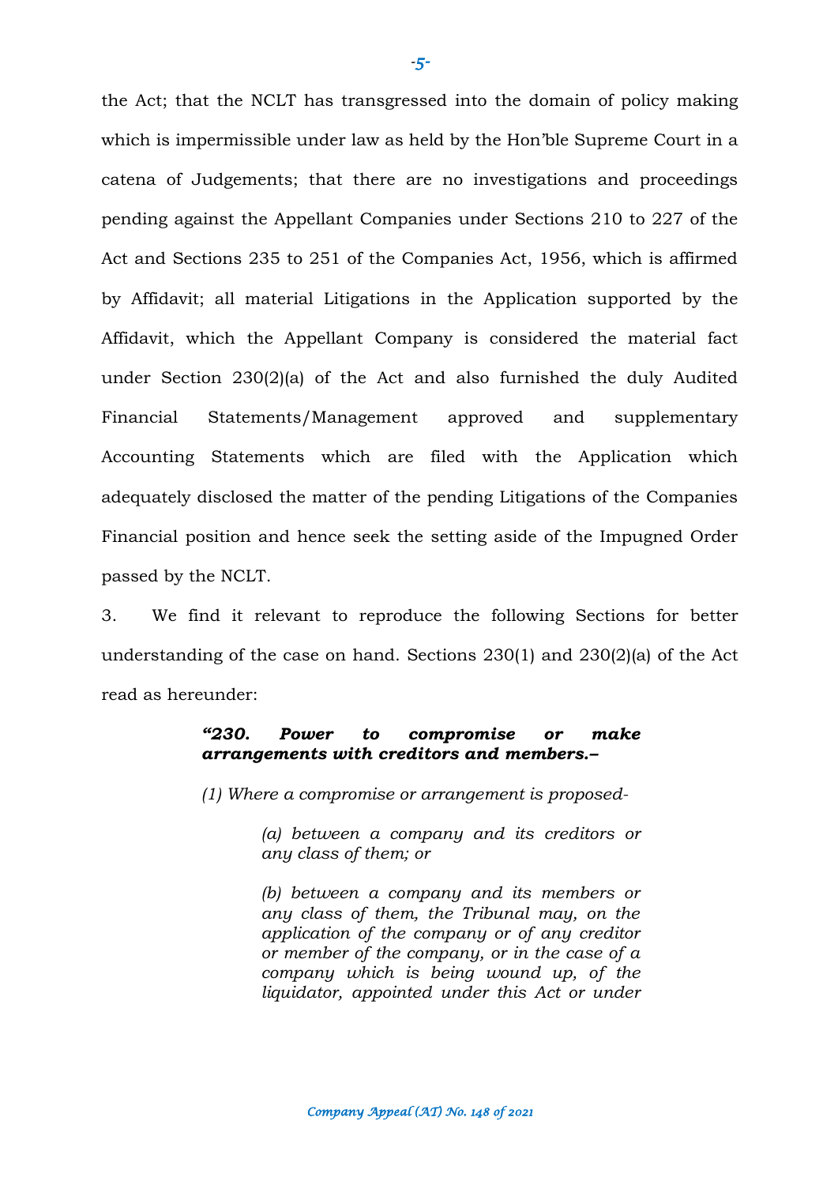the Act; that the NCLT has transgressed into the domain of policy making which is impermissible under law as held by the Hon'ble Supreme Court in a catena of Judgements; that there are no investigations and proceedings pending against the Appellant Companies under Sections 210 to 227 of the Act and Sections 235 to 251 of the Companies Act, 1956, which is affirmed by Affidavit; all material Litigations in the Application supported by the Affidavit, which the Appellant Company is considered the material fact under Section 230(2)(a) of the Act and also furnished the duly Audited Financial Statements/Management approved and supplementary Accounting Statements which are filed with the Application which adequately disclosed the matter of the pending Litigations of the Companies Financial position and hence seek the setting aside of the Impugned Order passed by the NCLT.

3. We find it relevant to reproduce the following Sections for better understanding of the case on hand. Sections 230(1) and 230(2)(a) of the Act read as hereunder:

> ***"230. Power to compromise or make arrangements with creditors and members.–***
>
> *(1) Where a compromise or arrangement is proposed-*
>
> > *(a) between a company and its creditors or any class of them; or*
> >
> > *(b) between a company and its members or any class of them, the Tribunal may, on the application of the company or of any creditor or member of the company, or in the case of a company which is being wound up, of the liquidator, appointed under this Act or under*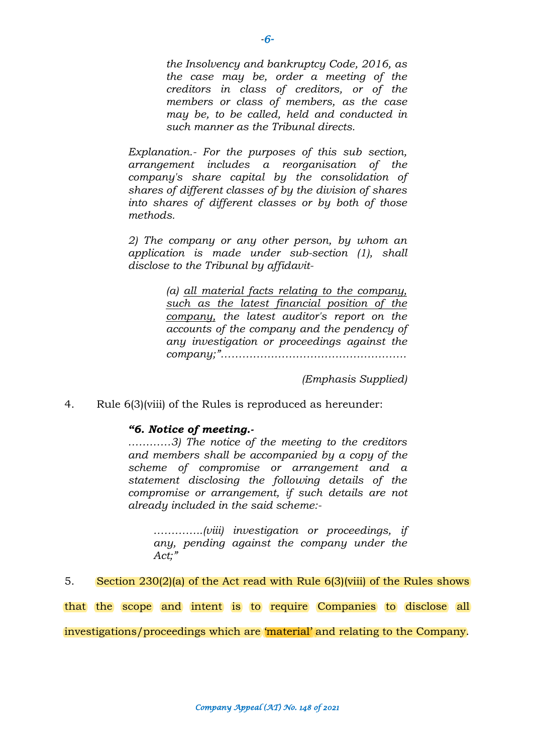> *the Insolvency and bankruptcy Code, 2016, as the case may be, order a meeting of the creditors in class of creditors, or of the members or class of members, as the case may be, to be called, held and conducted in such manner as the Tribunal directs.*
>
> *Explanation.- For the purposes of this sub section, arrangement includes a reorganisation of the company's share capital by the consolidation of shares of different classes of by the division of shares into shares of different classes or by both of those methods.*
>
> *2) The company or any other person, by whom an application is made under sub-section (1), shall disclose to the Tribunal by affidavit-*
>
> > *(a) <u>all material facts relating to the company, such as the latest financial position of the company,</u> the latest auditor's report on the accounts of the company and the pendency of any investigation or proceedings against the company;"……………………………………………*
>
> (Emphasis Supplied)

4. Rule 6(3)(viii) of the Rules is reproduced as hereunder:

> ***"6. Notice of meeting.-***
> *…………3) The notice of the meeting to the creditors and members shall be accompanied by a copy of the scheme of compromise or arrangement and a statement disclosing the following details of the compromise or arrangement, if such details are not already included in the said scheme:-*
>
> > *………….(viii) investigation or proceedings, if any, pending against the company under the Act;"*

5. Section 230(2)(a) of the Act read with Rule 6(3)(viii) of the Rules shows that the scope and intent is to require Companies to disclose all investigations/proceedings which are 'material' and relating to the Company.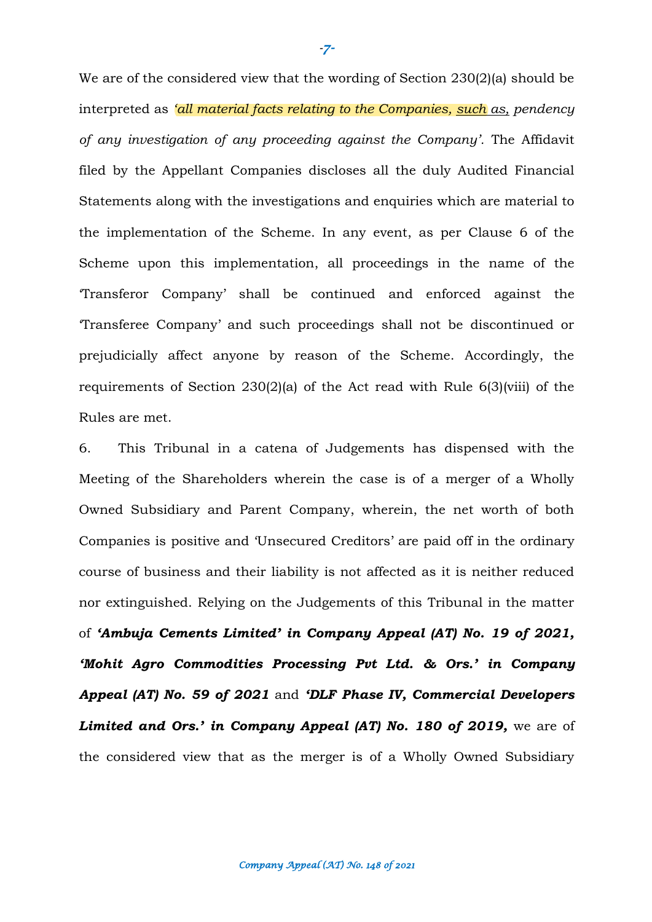We are of the considered view that the wording of Section 230(2)(a) should be interpreted as *'all material facts relating to the Companies, such as, pendency of any investigation of any proceeding against the Company'.* The Affidavit filed by the Appellant Companies discloses all the duly Audited Financial Statements along with the investigations and enquiries which are material to the implementation of the Scheme. In any event, as per Clause 6 of the Scheme upon this implementation, all proceedings in the name of the 'Transferor Company' shall be continued and enforced against the 'Transferee Company' and such proceedings shall not be discontinued or prejudicially affect anyone by reason of the Scheme. Accordingly, the requirements of Section 230(2)(a) of the Act read with Rule 6(3)(viii) of the Rules are met.

6. This Tribunal in a catena of Judgements has dispensed with the Meeting of the Shareholders wherein the case is of a merger of a Wholly Owned Subsidiary and Parent Company, wherein, the net worth of both Companies is positive and 'Unsecured Creditors' are paid off in the ordinary course of business and their liability is not affected as it is neither reduced nor extinguished. Relying on the Judgements of this Tribunal in the matter of ***'Ambuja Cements Limited' in Company Appeal (AT) No. 19 of 2021, 'Mohit Agro Commodities Processing Pvt Ltd. & Ors.' in Company Appeal (AT) No. 59 of 2021*** and ***'DLF Phase IV, Commercial Developers Limited and Ors.' in Company Appeal (AT) No. 180 of 2019,*** we are of the considered view that as the merger is of a Wholly Owned Subsidiary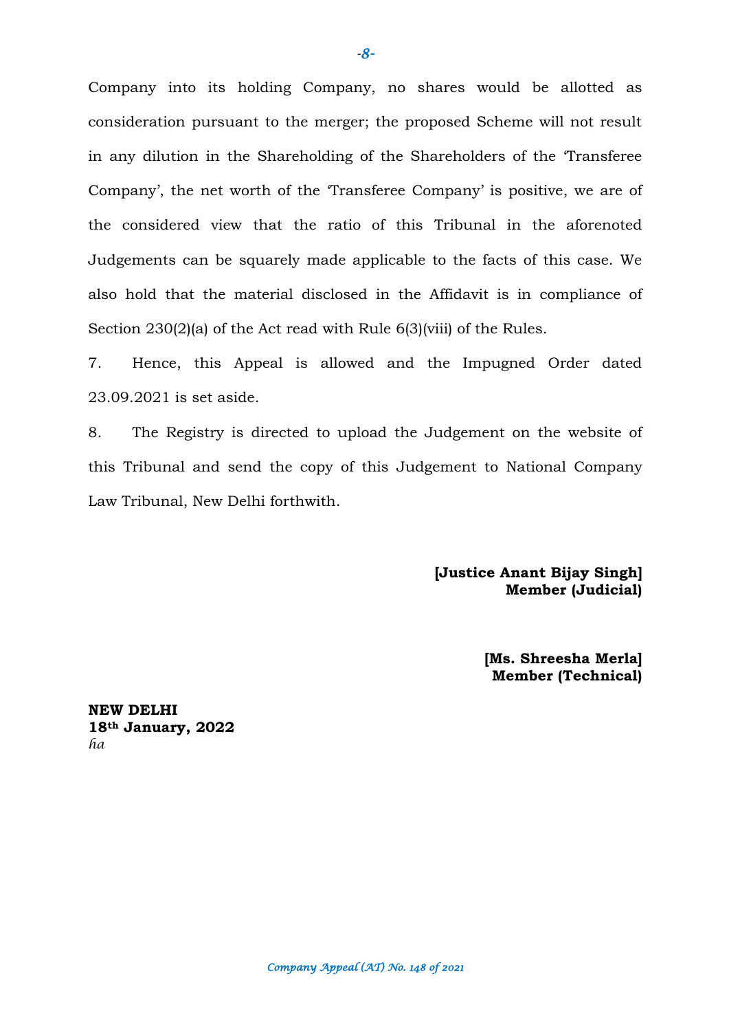Company into its holding Company, no shares would be allotted as consideration pursuant to the merger; the proposed Scheme will not result in any dilution in the Shareholding of the Shareholders of the 'Transferee Company', the net worth of the 'Transferee Company' is positive, we are of the considered view that the ratio of this Tribunal in the aforenoted Judgements can be squarely made applicable to the facts of this case. We also hold that the material disclosed in the Affidavit is in compliance of Section 230(2)(a) of the Act read with Rule 6(3)(viii) of the Rules.

7. Hence, this Appeal is allowed and the Impugned Order dated 23.09.2021 is set aside.

8. The Registry is directed to upload the Judgement on the website of this Tribunal and send the copy of this Judgement to National Company Law Tribunal, New Delhi forthwith.

**[Justice Anant Bijay Singh]**
**Member (Judicial)**

**[Ms. Shreesha Merla]**
**Member (Technical)**

**NEW DELHI**
**18th January, 2022**
*ha*